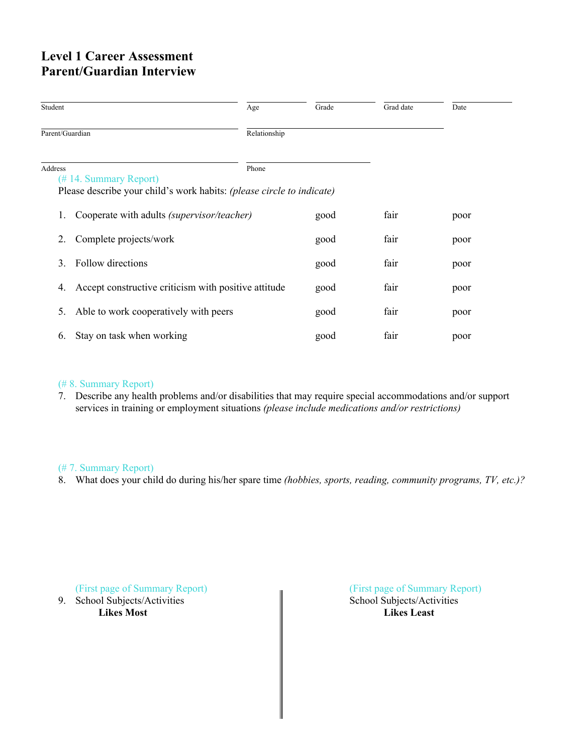# Level 1 Career Assessment
# Parent/Guardian Interview

| Student | Age | Grade | Grad date | Date |
|---|---|---|---|---|
| | | | | |

| Parent/Guardian | Relationship |
|---|---|
| | |

| Address | Phone |
|---|---|
| | |

(# 14. Summary Report)

Please describe your child's work habits: *(please circle to indicate)*

| | | | | |
|---|---|---|---|---|
| 1. | Cooperate with adults *(supervisor/teacher)* | good | fair | poor |
| 2. | Complete projects/work | good | fair | poor |
| 3. | Follow directions | good | fair | poor |
| 4. | Accept constructive criticism with positive attitude | good | fair | poor |
| 5. | Able to work cooperatively with peers | good | fair | poor |
| 6. | Stay on task when working | good | fair | poor |

(# 8. Summary Report)

7. Describe any health problems and/or disabilities that may require special accommodations and/or support services in training or employment situations *(please include medications and/or restrictions)*

(# 7. Summary Report)

8. What does your child do during his/her spare time *(hobbies, sports, reading, community programs, TV, etc.)?*

| (First page of Summary Report) | (First page of Summary Report) |
|---|---|
| 9. School Subjects/Activities **Likes Most** | School Subjects/Activities **Likes Least** |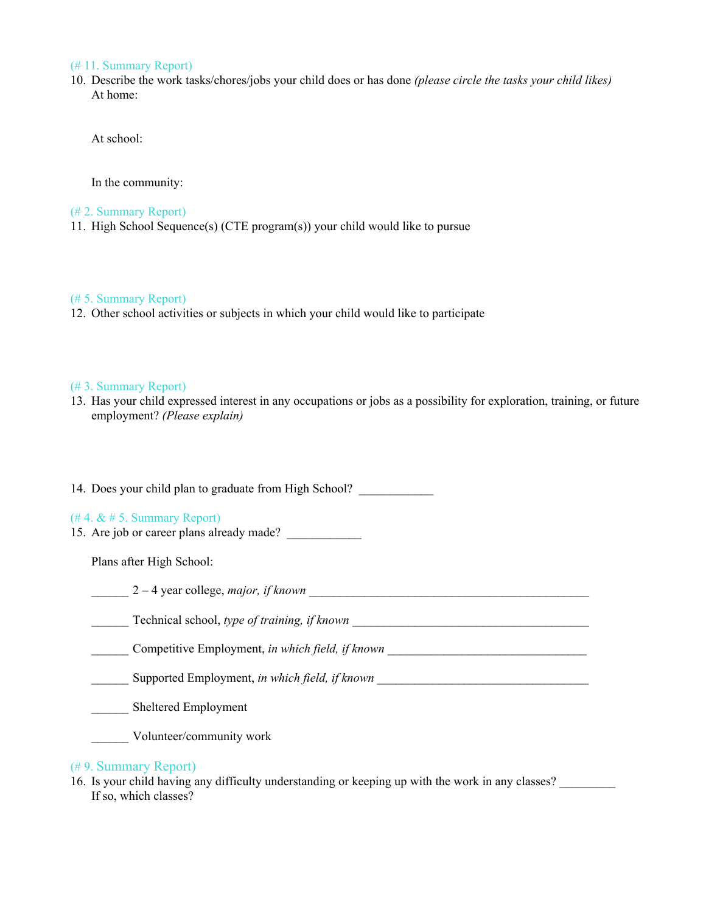(# 11. Summary Report)

10. Describe the work tasks/chores/jobs your child does or has done *(please circle the tasks your child likes)*

    At home:

    At school:

    In the community:

(# 2. Summary Report)

11. High School Sequence(s) (CTE program(s)) your child would like to pursue

(# 5. Summary Report)

12. Other school activities or subjects in which your child would like to participate

(# 3. Summary Report)

13. Has your child expressed interest in any occupations or jobs as a possibility for exploration, training, or future employment? *(Please explain)*

14. Does your child plan to graduate from High School? ____________

(# 4. & # 5. Summary Report)

15. Are job or career plans already made? ____________

    Plans after High School:

    ______ 2 – 4 year college, *major, if known* ______________________________________________

    ______ Technical school, *type of training, if known* _______________________________________

    ______ Competitive Employment, *in which field, if known* _________________________________

    ______ Supported Employment, *in which field, if known* ___________________________________

    ______ Sheltered Employment

    ______ Volunteer/community work

(# 9. Summary Report)

16. Is your child having any difficulty understanding or keeping up with the work in any classes? _________

    If so, which classes?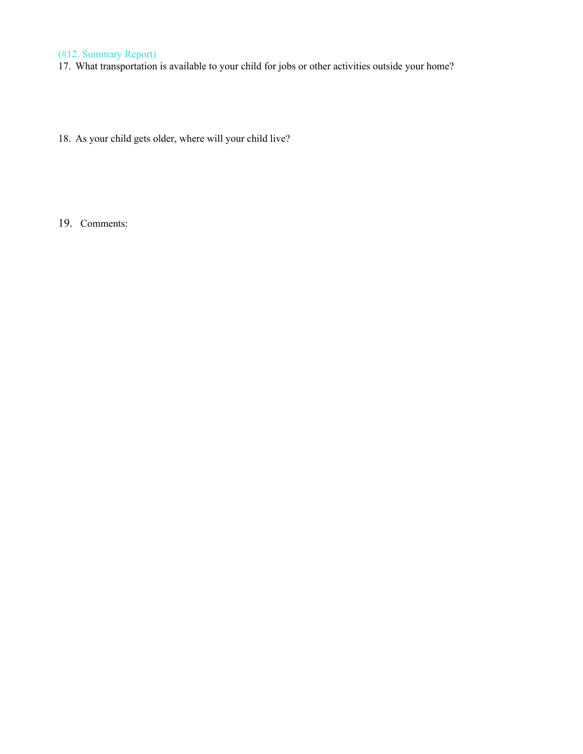(#12. Summary Report)

17. What transportation is available to your child for jobs or other activities outside your home?

18. As your child gets older, where will your child live?

19. Comments: